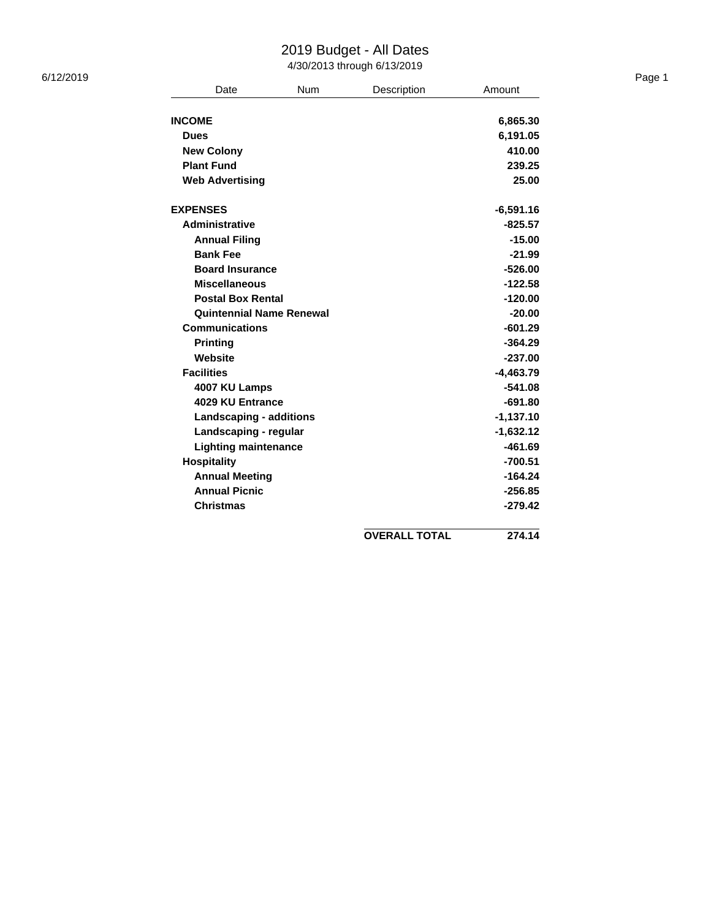# 2019 Budget - All Dates

4/30/2013 through 6/13/2019

| Date | Num | Description | Amount |
|---|---|---|---|
| **INCOME** | | | **6,865.30** |
| **Dues** | | | **6,191.05** |
| **New Colony** | | | **410.00** |
| **Plant Fund** | | | **239.25** |
| **Web Advertising** | | | **25.00** |
| **EXPENSES** | | | **-6,591.16** |
| **Administrative** | | | **-825.57** |
| **Annual Filing** | | | **-15.00** |
| **Bank Fee** | | | **-21.99** |
| **Board Insurance** | | | **-526.00** |
| **Miscellaneous** | | | **-122.58** |
| **Postal Box Rental** | | | **-120.00** |
| **Quintennial Name Renewal** | | | **-20.00** |
| **Communications** | | | **-601.29** |
| **Printing** | | | **-364.29** |
| **Website** | | | **-237.00** |
| **Facilities** | | | **-4,463.79** |
| **4007 KU Lamps** | | | **-541.08** |
| **4029 KU Entrance** | | | **-691.80** |
| **Landscaping - additions** | | | **-1,137.10** |
| **Landscaping - regular** | | | **-1,632.12** |
| **Lighting maintenance** | | | **-461.69** |
| **Hospitality** | | | **-700.51** |
| **Annual Meeting** | | | **-164.24** |
| **Annual Picnic** | | | **-256.85** |
| **Christmas** | | | **-279.42** |
| | | **OVERALL TOTAL** | **274.14** |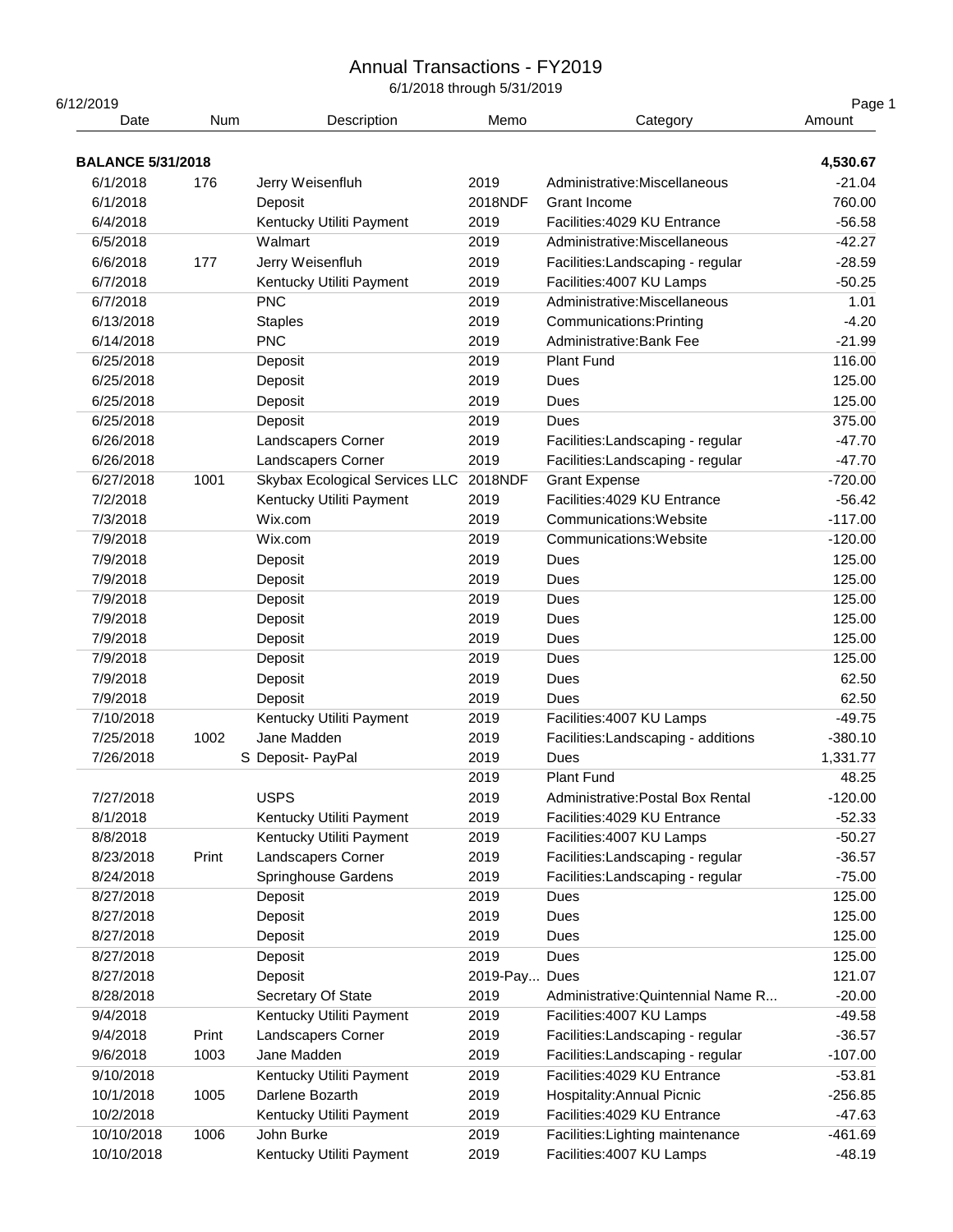# Annual Transactions - FY2019

6/1/2018 through 5/31/2019

6/12/2019

| Date | Num | Description | Memo | Category | Amount |
|---|---|---|---|---|---|
| **BALANCE 5/31/2018** | | | | | **4,530.67** |
| 6/1/2018 | 176 | Jerry Weisenfluh | 2019 | Administrative:Miscellaneous | -21.04 |
| 6/1/2018 | | Deposit | 2018NDF | Grant Income | 760.00 |
| 6/4/2018 | | Kentucky Utiliti Payment | 2019 | Facilities:4029 KU Entrance | -56.58 |
| 6/5/2018 | | Walmart | 2019 | Administrative:Miscellaneous | -42.27 |
| 6/6/2018 | 177 | Jerry Weisenfluh | 2019 | Facilities:Landscaping - regular | -28.59 |
| 6/7/2018 | | Kentucky Utiliti Payment | 2019 | Facilities:4007 KU Lamps | -50.25 |
| 6/7/2018 | | PNC | 2019 | Administrative:Miscellaneous | 1.01 |
| 6/13/2018 | | Staples | 2019 | Communications:Printing | -4.20 |
| 6/14/2018 | | PNC | 2019 | Administrative:Bank Fee | -21.99 |
| 6/25/2018 | | Deposit | 2019 | Plant Fund | 116.00 |
| 6/25/2018 | | Deposit | 2019 | Dues | 125.00 |
| 6/25/2018 | | Deposit | 2019 | Dues | 125.00 |
| 6/25/2018 | | Deposit | 2019 | Dues | 375.00 |
| 6/26/2018 | | Landscapers Corner | 2019 | Facilities:Landscaping - regular | -47.70 |
| 6/26/2018 | | Landscapers Corner | 2019 | Facilities:Landscaping - regular | -47.70 |
| 6/27/2018 | 1001 | Skybax Ecological Services LLC | 2018NDF | Grant Expense | -720.00 |
| 7/2/2018 | | Kentucky Utiliti Payment | 2019 | Facilities:4029 KU Entrance | -56.42 |
| 7/3/2018 | | Wix.com | 2019 | Communications:Website | -117.00 |
| 7/9/2018 | | Wix.com | 2019 | Communications:Website | -120.00 |
| 7/9/2018 | | Deposit | 2019 | Dues | 125.00 |
| 7/9/2018 | | Deposit | 2019 | Dues | 125.00 |
| 7/9/2018 | | Deposit | 2019 | Dues | 125.00 |
| 7/9/2018 | | Deposit | 2019 | Dues | 125.00 |
| 7/9/2018 | | Deposit | 2019 | Dues | 125.00 |
| 7/9/2018 | | Deposit | 2019 | Dues | 125.00 |
| 7/9/2018 | | Deposit | 2019 | Dues | 62.50 |
| 7/9/2018 | | Deposit | 2019 | Dues | 62.50 |
| 7/10/2018 | | Kentucky Utiliti Payment | 2019 | Facilities:4007 KU Lamps | -49.75 |
| 7/25/2018 | 1002 | Jane Madden | 2019 | Facilities:Landscaping - additions | -380.10 |
| 7/26/2018 | | S Deposit- PayPal | 2019 | Dues | 1,331.77 |
| | | | 2019 | Plant Fund | 48.25 |
| 7/27/2018 | | USPS | 2019 | Administrative:Postal Box Rental | -120.00 |
| 8/1/2018 | | Kentucky Utiliti Payment | 2019 | Facilities:4029 KU Entrance | -52.33 |
| 8/8/2018 | | Kentucky Utiliti Payment | 2019 | Facilities:4007 KU Lamps | -50.27 |
| 8/23/2018 | Print | Landscapers Corner | 2019 | Facilities:Landscaping - regular | -36.57 |
| 8/24/2018 | | Springhouse Gardens | 2019 | Facilities:Landscaping - regular | -75.00 |
| 8/27/2018 | | Deposit | 2019 | Dues | 125.00 |
| 8/27/2018 | | Deposit | 2019 | Dues | 125.00 |
| 8/27/2018 | | Deposit | 2019 | Dues | 125.00 |
| 8/27/2018 | | Deposit | 2019 | Dues | 125.00 |
| 8/27/2018 | | Deposit | 2019-Pay... | Dues | 121.07 |
| 8/28/2018 | | Secretary Of State | 2019 | Administrative:Quintennial Name R... | -20.00 |
| 9/4/2018 | | Kentucky Utiliti Payment | 2019 | Facilities:4007 KU Lamps | -49.58 |
| 9/4/2018 | Print | Landscapers Corner | 2019 | Facilities:Landscaping - regular | -36.57 |
| 9/6/2018 | 1003 | Jane Madden | 2019 | Facilities:Landscaping - regular | -107.00 |
| 9/10/2018 | | Kentucky Utiliti Payment | 2019 | Facilities:4029 KU Entrance | -53.81 |
| 10/1/2018 | 1005 | Darlene Bozarth | 2019 | Hospitality:Annual Picnic | -256.85 |
| 10/2/2018 | | Kentucky Utiliti Payment | 2019 | Facilities:4029 KU Entrance | -47.63 |
| 10/10/2018 | 1006 | John Burke | 2019 | Facilities:Lighting maintenance | -461.69 |
| 10/10/2018 | | Kentucky Utiliti Payment | 2019 | Facilities:4007 KU Lamps | -48.19 |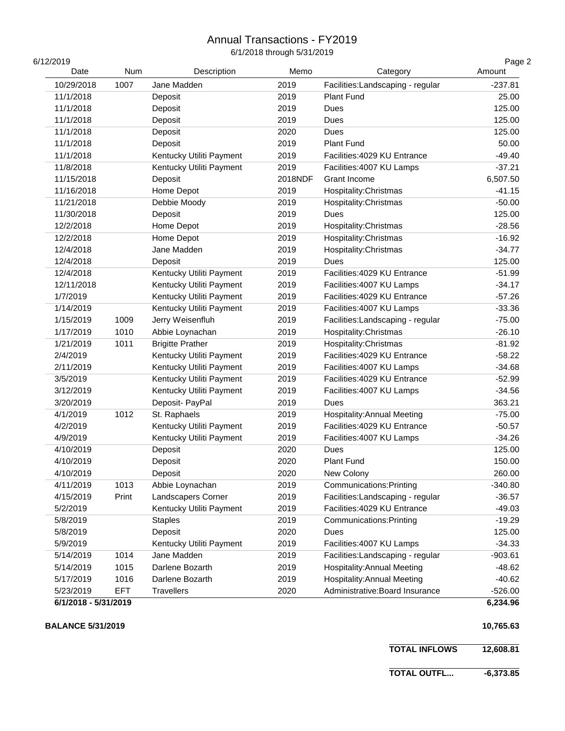# Annual Transactions - FY2019

6/1/2018 through 5/31/2019

6/12/2019

| Date | Num | Description | Memo | Category | Amount |
|---|---|---|---|---|---|
| 10/29/2018 | 1007 | Jane Madden | 2019 | Facilities:Landscaping - regular | -237.81 |
| 11/1/2018 | | Deposit | 2019 | Plant Fund | 25.00 |
| 11/1/2018 | | Deposit | 2019 | Dues | 125.00 |
| 11/1/2018 | | Deposit | 2019 | Dues | 125.00 |
| 11/1/2018 | | Deposit | 2020 | Dues | 125.00 |
| 11/1/2018 | | Deposit | 2019 | Plant Fund | 50.00 |
| 11/1/2018 | | Kentucky Utiliti Payment | 2019 | Facilities:4029 KU Entrance | -49.40 |
| 11/8/2018 | | Kentucky Utiliti Payment | 2019 | Facilities:4007 KU Lamps | -37.21 |
| 11/15/2018 | | Deposit | 2018NDF | Grant Income | 6,507.50 |
| 11/16/2018 | | Home Depot | 2019 | Hospitality:Christmas | -41.15 |
| 11/21/2018 | | Debbie Moody | 2019 | Hospitality:Christmas | -50.00 |
| 11/30/2018 | | Deposit | 2019 | Dues | 125.00 |
| 12/2/2018 | | Home Depot | 2019 | Hospitality:Christmas | -28.56 |
| 12/2/2018 | | Home Depot | 2019 | Hospitality:Christmas | -16.92 |
| 12/4/2018 | | Jane Madden | 2019 | Hospitality:Christmas | -34.77 |
| 12/4/2018 | | Deposit | 2019 | Dues | 125.00 |
| 12/4/2018 | | Kentucky Utiliti Payment | 2019 | Facilities:4029 KU Entrance | -51.99 |
| 12/11/2018 | | Kentucky Utiliti Payment | 2019 | Facilities:4007 KU Lamps | -34.17 |
| 1/7/2019 | | Kentucky Utiliti Payment | 2019 | Facilities:4029 KU Entrance | -57.26 |
| 1/14/2019 | | Kentucky Utiliti Payment | 2019 | Facilities:4007 KU Lamps | -33.36 |
| 1/15/2019 | 1009 | Jerry Weisenfluh | 2019 | Facilities:Landscaping - regular | -75.00 |
| 1/17/2019 | 1010 | Abbie Loynachan | 2019 | Hospitality:Christmas | -26.10 |
| 1/21/2019 | 1011 | Brigitte Prather | 2019 | Hospitality:Christmas | -81.92 |
| 2/4/2019 | | Kentucky Utiliti Payment | 2019 | Facilities:4029 KU Entrance | -58.22 |
| 2/11/2019 | | Kentucky Utiliti Payment | 2019 | Facilities:4007 KU Lamps | -34.68 |
| 3/5/2019 | | Kentucky Utiliti Payment | 2019 | Facilities:4029 KU Entrance | -52.99 |
| 3/12/2019 | | Kentucky Utiliti Payment | 2019 | Facilities:4007 KU Lamps | -34.56 |
| 3/20/2019 | | Deposit- PayPal | 2019 | Dues | 363.21 |
| 4/1/2019 | 1012 | St. Raphaels | 2019 | Hospitality:Annual Meeting | -75.00 |
| 4/2/2019 | | Kentucky Utiliti Payment | 2019 | Facilities:4029 KU Entrance | -50.57 |
| 4/9/2019 | | Kentucky Utiliti Payment | 2019 | Facilities:4007 KU Lamps | -34.26 |
| 4/10/2019 | | Deposit | 2020 | Dues | 125.00 |
| 4/10/2019 | | Deposit | 2020 | Plant Fund | 150.00 |
| 4/10/2019 | | Deposit | 2020 | New Colony | 260.00 |
| 4/11/2019 | 1013 | Abbie Loynachan | 2019 | Communications:Printing | -340.80 |
| 4/15/2019 | Print | Landscapers Corner | 2019 | Facilities:Landscaping - regular | -36.57 |
| 5/2/2019 | | Kentucky Utiliti Payment | 2019 | Facilities:4029 KU Entrance | -49.03 |
| 5/8/2019 | | Staples | 2019 | Communications:Printing | -19.29 |
| 5/8/2019 | | Deposit | 2020 | Dues | 125.00 |
| 5/9/2019 | | Kentucky Utiliti Payment | 2019 | Facilities:4007 KU Lamps | -34.33 |
| 5/14/2019 | 1014 | Jane Madden | 2019 | Facilities:Landscaping - regular | -903.61 |
| 5/14/2019 | 1015 | Darlene Bozarth | 2019 | Hospitality:Annual Meeting | -48.62 |
| 5/17/2019 | 1016 | Darlene Bozarth | 2019 | Hospitality:Annual Meeting | -40.62 |
| 5/23/2019 | EFT | Travellers | 2020 | Administrative:Board Insurance | -526.00 |
| **6/1/2018 - 5/31/2019** | | | | | **6,234.96** |

**BALANCE 5/31/2019** **10,765.63**

| | |
|---|---|
| **TOTAL INFLOWS** | **12,608.81** |
| **TOTAL OUTFL...** | **-6,373.85** |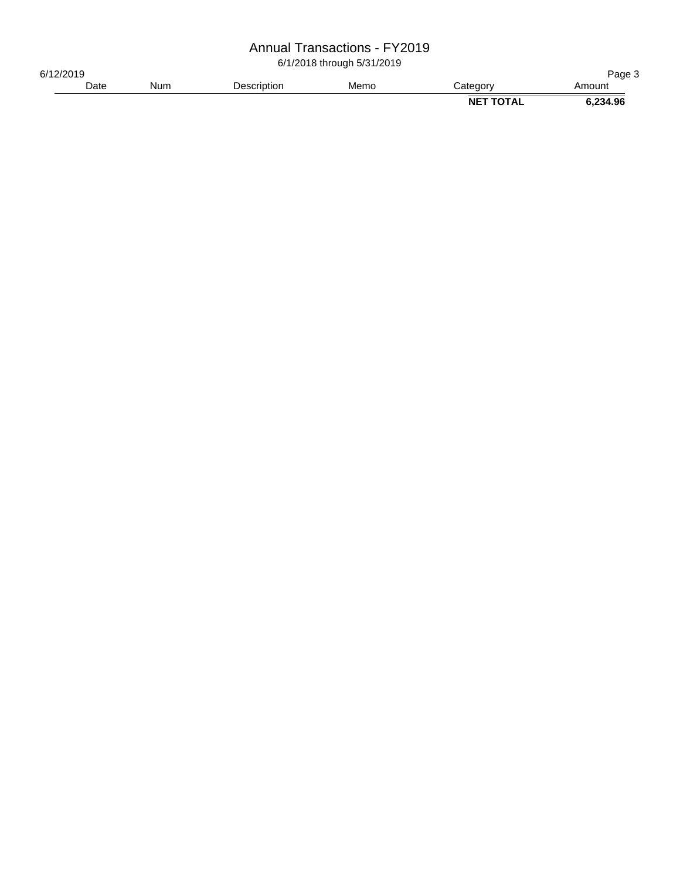| Date | Num | Description | Memo | Category | Amount |
|---|---|---|---|---|---|
| | | | | **NET TOTAL** | **6,234.96** |